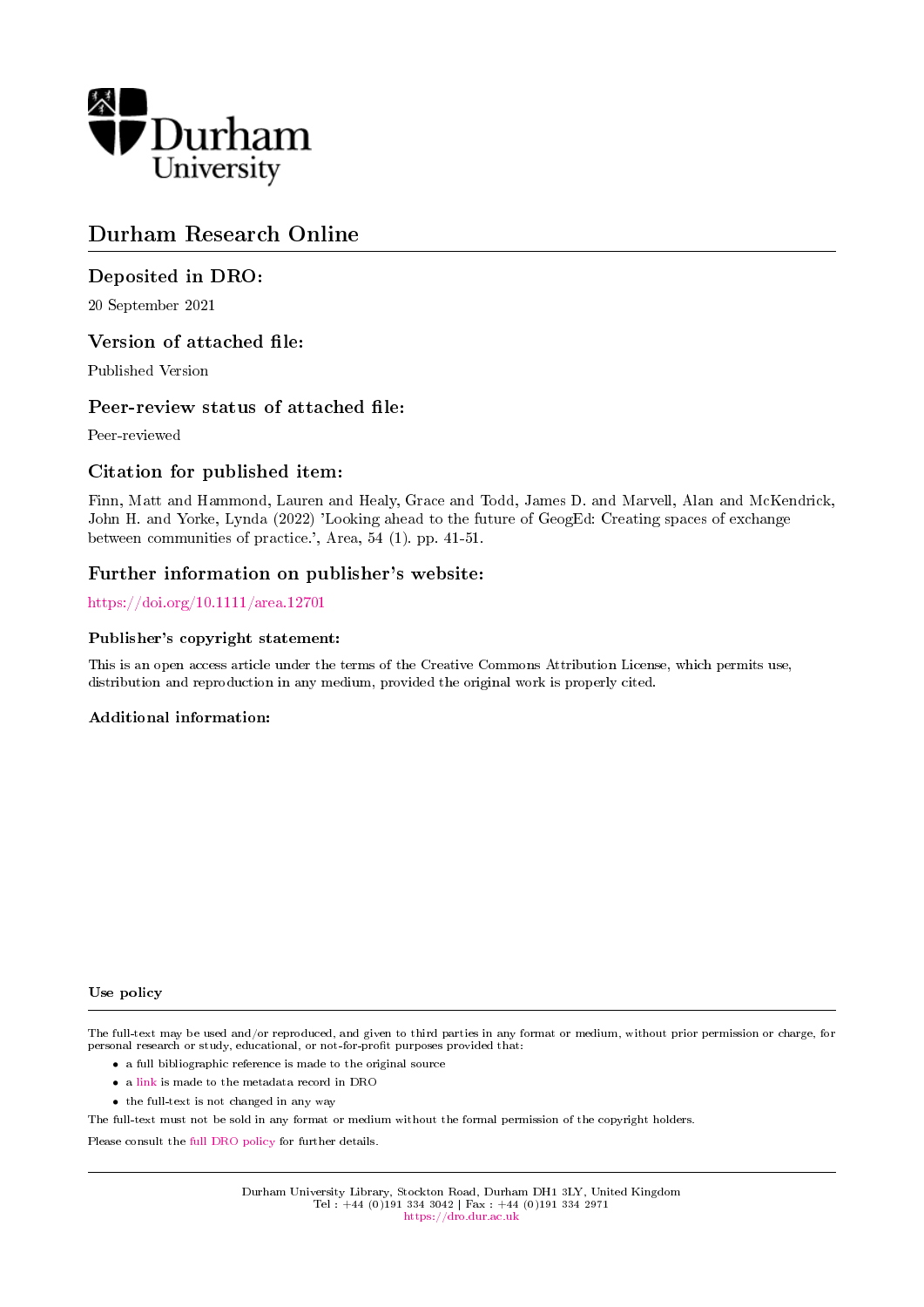Durham University

# Durham Research Online

## Deposited in DRO:

20 September 2021

## Version of attached file:

Published Version

## Peer-review status of attached file:

Peer-reviewed

## Citation for published item:

Finn, Matt and Hammond, Lauren and Healy, Grace and Todd, James D. and Marvell, Alan and McKendrick, John H. and Yorke, Lynda (2022) 'Looking ahead to the future of GeogEd: Creating spaces of exchange between communities of practice.', Area, 54 (1). pp. 41-51.

## Further information on publisher's website:

https://doi.org/10.1111/area.12701

### Publisher's copyright statement:

This is an open access article under the terms of the Creative Commons Attribution License, which permits use, distribution and reproduction in any medium, provided the original work is properly cited.

### Additional information:

### Use policy

The full-text may be used and/or reproduced, and given to third parties in any format or medium, without prior permission or charge, for personal research or study, educational, or not-for-profit purposes provided that:

- a full bibliographic reference is made to the original source
- a link is made to the metadata record in DRO
- the full-text is not changed in any way

The full-text must not be sold in any format or medium without the formal permission of the copyright holders.

Please consult the full DRO policy for further details.

Durham University Library, Stockton Road, Durham DH1 3LY, United Kingdom
Tel : +44 (0)191 334 3042 | Fax : +44 (0)191 334 2971
https://dro.dur.ac.uk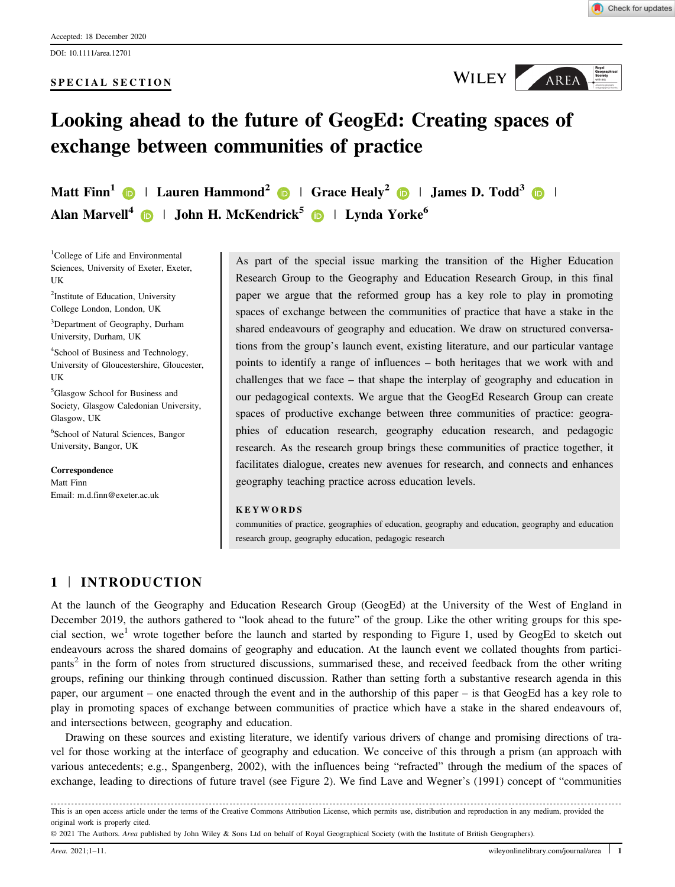Accepted: 18 December 2020

DOI: 10.1111/area.12701

SPECIAL SECTION

# Looking ahead to the future of GeogEd: Creating spaces of exchange between communities of practice

**Matt Finn**[1] | **Lauren Hammond**[2] | **Grace Healy**[2] | **James D. Todd**[3] | **Alan Marvell**[4] | **John H. McKendrick**[5] | **Lynda Yorke**[6]

[1]College of Life and Environmental Sciences, University of Exeter, Exeter, UK

[2]Institute of Education, University College London, London, UK

[3]Department of Geography, Durham University, Durham, UK

[4]School of Business and Technology, University of Gloucestershire, Gloucester, UK

[5]Glasgow School for Business and Society, Glasgow Caledonian University, Glasgow, UK

[6]School of Natural Sciences, Bangor University, Bangor, UK

**Correspondence**
Matt Finn
Email: m.d.finn@exeter.ac.uk

As part of the special issue marking the transition of the Higher Education Research Group to the Geography and Education Research Group, in this final paper we argue that the reformed group has a key role to play in promoting spaces of exchange between the communities of practice that have a stake in the shared endeavours of geography and education. We draw on structured conversations from the group's launch event, existing literature, and our particular vantage points to identify a range of influences – both heritages that we work with and challenges that we face – that shape the interplay of geography and education in our pedagogical contexts. We argue that the GeogEd Research Group can create spaces of productive exchange between three communities of practice: geographies of education research, geography education research, and pedagogic research. As the research group brings these communities of practice together, it facilitates dialogue, creates new avenues for research, and connects and enhances geography teaching practice across education levels.

**KEYWORDS**

communities of practice, geographies of education, geography and education, geography and education research group, geography education, pedagogic research

## 1 | INTRODUCTION

At the launch of the Geography and Education Research Group (GeogEd) at the University of the West of England in December 2019, the authors gathered to "look ahead to the future" of the group. Like the other writing groups for this special section, we[1] wrote together before the launch and started by responding to Figure 1, used by GeogEd to sketch out endeavours across the shared domains of geography and education. At the launch event we collated thoughts from participants[2] in the form of notes from structured discussions, summarised these, and received feedback from the other writing groups, refining our thinking through continued discussion. Rather than setting forth a substantive research agenda in this paper, our argument – one enacted through the event and in the authorship of this paper – is that GeogEd has a key role to play in promoting spaces of exchange between communities of practice which have a stake in the shared endeavours of, and intersections between, geography and education.

Drawing on these sources and existing literature, we identify various drivers of change and promising directions of travel for those working at the interface of geography and education. We conceive of this through a prism (an approach with various antecedents; e.g., Spangenberg, 2002), with the influences being "refracted" through the medium of the spaces of exchange, leading to directions of future travel (see Figure 2). We find Lave and Wegner's (1991) concept of "communities

This is an open access article under the terms of the Creative Commons Attribution License, which permits use, distribution and reproduction in any medium, provided the original work is properly cited.

© 2021 The Authors. *Area* published by John Wiley & Sons Ltd on behalf of Royal Geographical Society (with the Institute of British Geographers).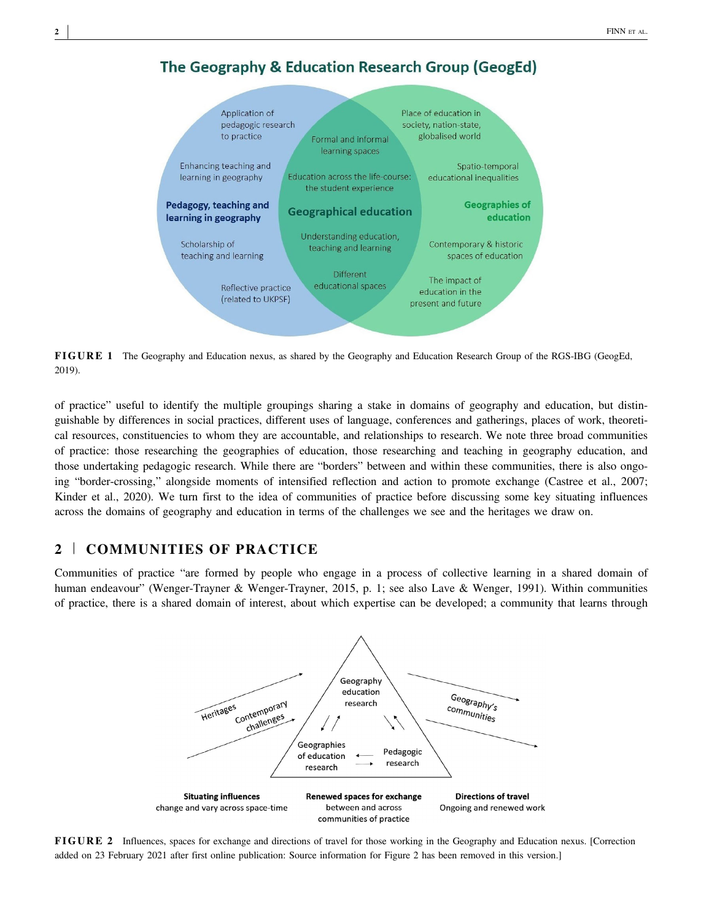FIGURE 1 The Geography and Education nexus, as shared by the Geography and Education Research Group of the RGS-IBG (GeogEd, 2019).

of practice" useful to identify the multiple groupings sharing a stake in domains of geography and education, but distinguishable by differences in social practices, different uses of language, conferences and gatherings, places of work, theoretical resources, constituencies to whom they are accountable, and relationships to research. We note three broad communities of practice: those researching the geographies of education, those researching and teaching in geography education, and those undertaking pedagogic research. While there are "borders" between and within these communities, there is also ongoing "border-crossing," alongside moments of intensified reflection and action to promote exchange (Castree et al., 2007; Kinder et al., 2020). We turn first to the idea of communities of practice before discussing some key situating influences across the domains of geography and education in terms of the challenges we see and the heritages we draw on.

## 2 | COMMUNITIES OF PRACTICE

Communities of practice "are formed by people who engage in a process of collective learning in a shared domain of human endeavour" (Wenger-Trayner & Wenger-Trayner, 2015, p. 1; see also Lave & Wenger, 1991). Within communities of practice, there is a shared domain of interest, about which expertise can be developed; a community that learns through

FIGURE 2 Influences, spaces for exchange and directions of travel for those working in the Geography and Education nexus. [Correction added on 23 February 2021 after first online publication: Source information for Figure 2 has been removed in this version.]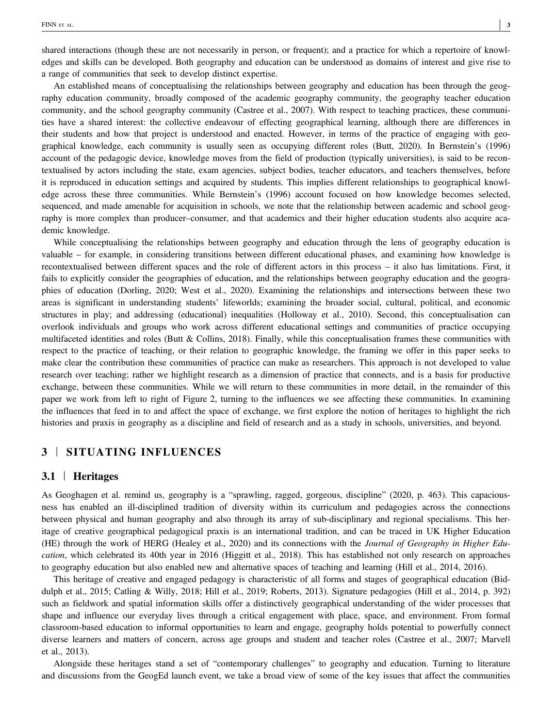shared interactions (though these are not necessarily in person, or frequent); and a practice for which a repertoire of knowledges and skills can be developed. Both geography and education can be understood as domains of interest and give rise to a range of communities that seek to develop distinct expertise.

An established means of conceptualising the relationships between geography and education has been through the geography education community, broadly composed of the academic geography community, the geography teacher education community, and the school geography community (Castree et al., 2007). With respect to teaching practices, these communities have a shared interest: the collective endeavour of effecting geographical learning, although there are differences in their students and how that project is understood and enacted. However, in terms of the practice of engaging with geographical knowledge, each community is usually seen as occupying different roles (Butt, 2020). In Bernstein's (1996) account of the pedagogic device, knowledge moves from the field of production (typically universities), is said to be recontextualised by actors including the state, exam agencies, subject bodies, teacher educators, and teachers themselves, before it is reproduced in education settings and acquired by students. This implies different relationships to geographical knowledge across these three communities. While Bernstein's (1996) account focused on how knowledge becomes selected, sequenced, and made amenable for acquisition in schools, we note that the relationship between academic and school geography is more complex than producer–consumer, and that academics and their higher education students also acquire academic knowledge.

While conceptualising the relationships between geography and education through the lens of geography education is valuable – for example, in considering transitions between different educational phases, and examining how knowledge is recontextualised between different spaces and the role of different actors in this process – it also has limitations. First, it fails to explicitly consider the geographies of education, and the relationships between geography education and the geographies of education (Dorling, 2020; West et al., 2020). Examining the relationships and intersections between these two areas is significant in understanding students' lifeworlds; examining the broader social, cultural, political, and economic structures in play; and addressing (educational) inequalities (Holloway et al., 2010). Second, this conceptualisation can overlook individuals and groups who work across different educational settings and communities of practice occupying multifaceted identities and roles (Butt & Collins, 2018). Finally, while this conceptualisation frames these communities with respect to the practice of teaching, or their relation to geographic knowledge, the framing we offer in this paper seeks to make clear the contribution these communities of practice can make as researchers. This approach is not developed to value research over teaching; rather we highlight research as a dimension of practice that connects, and is a basis for productive exchange, between these communities. While we will return to these communities in more detail, in the remainder of this paper we work from left to right of Figure 2, turning to the influences we see affecting these communities. In examining the influences that feed in to and affect the space of exchange, we first explore the notion of heritages to highlight the rich histories and praxis in geography as a discipline and field of research and as a study in schools, universities, and beyond.

## 3 | SITUATING INFLUENCES

### 3.1 | Heritages

As Geoghagen et al. remind us, geography is a "sprawling, ragged, gorgeous, discipline" (2020, p. 463). This capaciousness has enabled an ill-disciplined tradition of diversity within its curriculum and pedagogies across the connections between physical and human geography and also through its array of sub-disciplinary and regional specialisms. This heritage of creative geographical pedagogical praxis is an international tradition, and can be traced in UK Higher Education (HE) through the work of HERG (Healey et al., 2020) and its connections with the *Journal of Geography in Higher Education*, which celebrated its 40th year in 2016 (Higgitt et al., 2018). This has established not only research on approaches to geography education but also enabled new and alternative spaces of teaching and learning (Hill et al., 2014, 2016).

This heritage of creative and engaged pedagogy is characteristic of all forms and stages of geographical education (Biddulph et al., 2015; Catling & Willy, 2018; Hill et al., 2019; Roberts, 2013). Signature pedagogies (Hill et al., 2014, p. 392) such as fieldwork and spatial information skills offer a distinctively geographical understanding of the wider processes that shape and influence our everyday lives through a critical engagement with place, space, and environment. From formal classroom-based education to informal opportunities to learn and engage, geography holds potential to powerfully connect diverse learners and matters of concern, across age groups and student and teacher roles (Castree et al., 2007; Marvell et al., 2013).

Alongside these heritages stand a set of "contemporary challenges" to geography and education. Turning to literature and discussions from the GeogEd launch event, we take a broad view of some of the key issues that affect the communities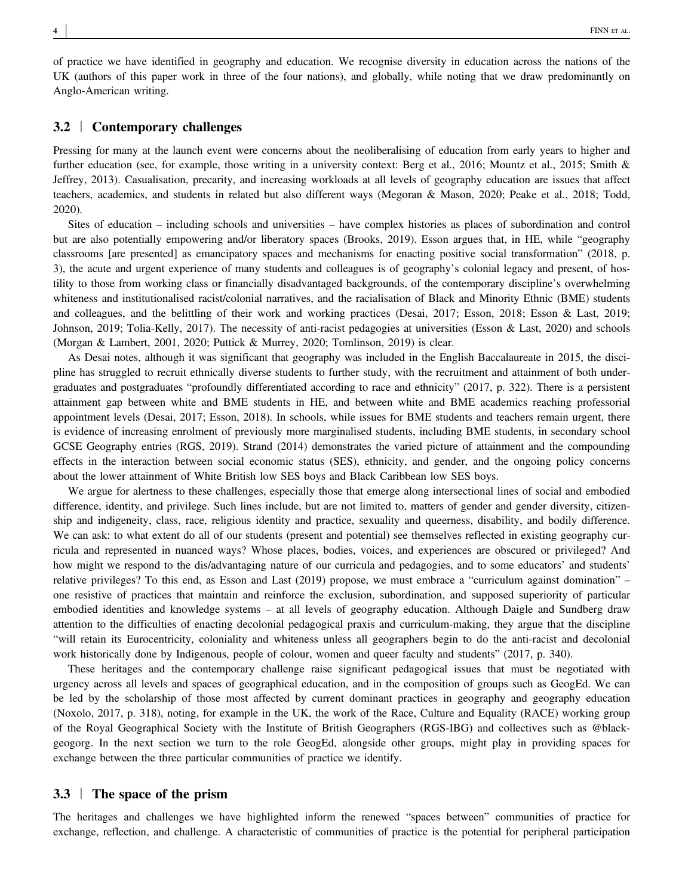of practice we have identified in geography and education. We recognise diversity in education across the nations of the UK (authors of this paper work in three of the four nations), and globally, while noting that we draw predominantly on Anglo-American writing.

## 3.2 | Contemporary challenges

Pressing for many at the launch event were concerns about the neoliberalising of education from early years to higher and further education (see, for example, those writing in a university context: Berg et al., 2016; Mountz et al., 2015; Smith & Jeffrey, 2013). Casualisation, precarity, and increasing workloads at all levels of geography education are issues that affect teachers, academics, and students in related but also different ways (Megoran & Mason, 2020; Peake et al., 2018; Todd, 2020).

Sites of education – including schools and universities – have complex histories as places of subordination and control but are also potentially empowering and/or liberatory spaces (Brooks, 2019). Esson argues that, in HE, while "geography classrooms [are presented] as emancipatory spaces and mechanisms for enacting positive social transformation" (2018, p. 3), the acute and urgent experience of many students and colleagues is of geography's colonial legacy and present, of hostility to those from working class or financially disadvantaged backgrounds, of the contemporary discipline's overwhelming whiteness and institutionalised racist/colonial narratives, and the racialisation of Black and Minority Ethnic (BME) students and colleagues, and the belittling of their work and working practices (Desai, 2017; Esson, 2018; Esson & Last, 2019; Johnson, 2019; Tolia-Kelly, 2017). The necessity of anti-racist pedagogies at universities (Esson & Last, 2020) and schools (Morgan & Lambert, 2001, 2020; Puttick & Murrey, 2020; Tomlinson, 2019) is clear.

As Desai notes, although it was significant that geography was included in the English Baccalaureate in 2015, the discipline has struggled to recruit ethnically diverse students to further study, with the recruitment and attainment of both undergraduates and postgraduates "profoundly differentiated according to race and ethnicity" (2017, p. 322). There is a persistent attainment gap between white and BME students in HE, and between white and BME academics reaching professorial appointment levels (Desai, 2017; Esson, 2018). In schools, while issues for BME students and teachers remain urgent, there is evidence of increasing enrolment of previously more marginalised students, including BME students, in secondary school GCSE Geography entries (RGS, 2019). Strand (2014) demonstrates the varied picture of attainment and the compounding effects in the interaction between social economic status (SES), ethnicity, and gender, and the ongoing policy concerns about the lower attainment of White British low SES boys and Black Caribbean low SES boys.

We argue for alertness to these challenges, especially those that emerge along intersectional lines of social and embodied difference, identity, and privilege. Such lines include, but are not limited to, matters of gender and gender diversity, citizenship and indigeneity, class, race, religious identity and practice, sexuality and queerness, disability, and bodily difference. We can ask: to what extent do all of our students (present and potential) see themselves reflected in existing geography curricula and represented in nuanced ways? Whose places, bodies, voices, and experiences are obscured or privileged? And how might we respond to the dis/advantaging nature of our curricula and pedagogies, and to some educators' and students' relative privileges? To this end, as Esson and Last (2019) propose, we must embrace a "curriculum against domination" – one resistive of practices that maintain and reinforce the exclusion, subordination, and supposed superiority of particular embodied identities and knowledge systems – at all levels of geography education. Although Daigle and Sundberg draw attention to the difficulties of enacting decolonial pedagogical praxis and curriculum-making, they argue that the discipline "will retain its Eurocentricity, coloniality and whiteness unless all geographers begin to do the anti-racist and decolonial work historically done by Indigenous, people of colour, women and queer faculty and students" (2017, p. 340).

These heritages and the contemporary challenge raise significant pedagogical issues that must be negotiated with urgency across all levels and spaces of geographical education, and in the composition of groups such as GeogEd. We can be led by the scholarship of those most affected by current dominant practices in geography and geography education (Noxolo, 2017, p. 318), noting, for example in the UK, the work of the Race, Culture and Equality (RACE) working group of the Royal Geographical Society with the Institute of British Geographers (RGS-IBG) and collectives such as @blackgeogorg. In the next section we turn to the role GeogEd, alongside other groups, might play in providing spaces for exchange between the three particular communities of practice we identify.

## 3.3 | The space of the prism

The heritages and challenges we have highlighted inform the renewed "spaces between" communities of practice for exchange, reflection, and challenge. A characteristic of communities of practice is the potential for peripheral participation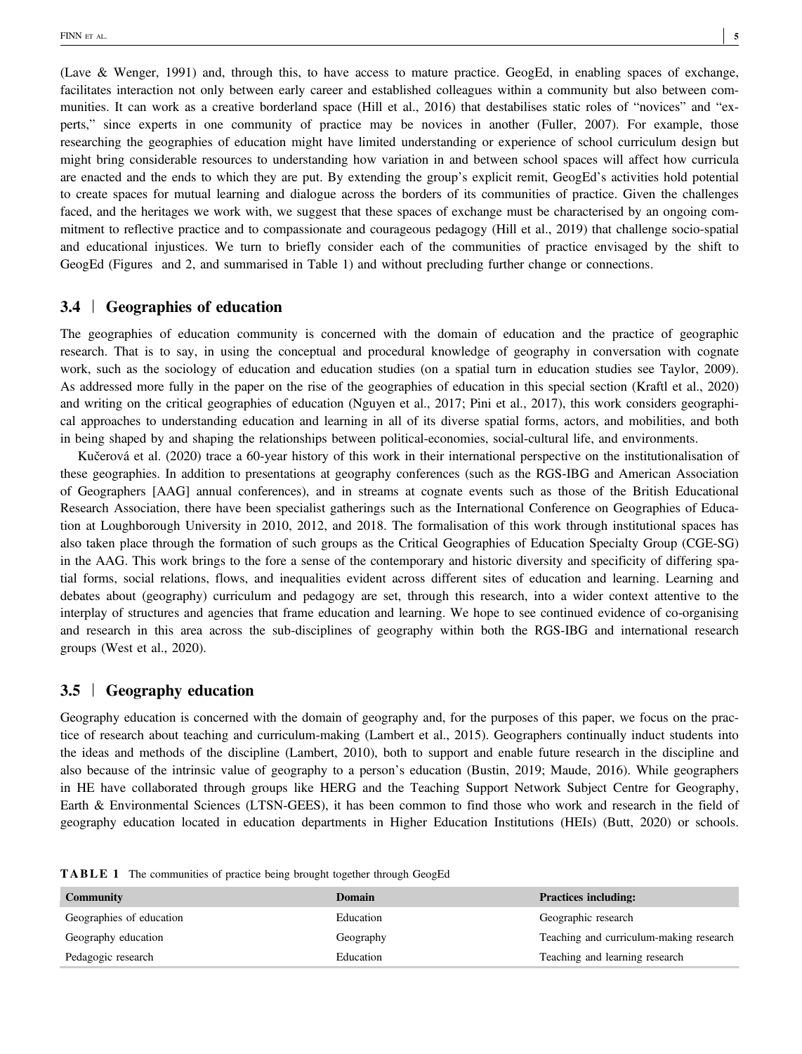(Lave & Wenger, 1991) and, through this, to have access to mature practice. GeogEd, in enabling spaces of exchange, facilitates interaction not only between early career and established colleagues within a community but also between communities. It can work as a creative borderland space (Hill et al., 2016) that destabilises static roles of "novices" and "experts," since experts in one community of practice may be novices in another (Fuller, 2007). For example, those researching the geographies of education might have limited understanding or experience of school curriculum design but might bring considerable resources to understanding how variation in and between school spaces will affect how curricula are enacted and the ends to which they are put. By extending the group's explicit remit, GeogEd's activities hold potential to create spaces for mutual learning and dialogue across the borders of its communities of practice. Given the challenges faced, and the heritages we work with, we suggest that these spaces of exchange must be characterised by an ongoing commitment to reflective practice and to compassionate and courageous pedagogy (Hill et al., 2019) that challenge socio-spatial and educational injustices. We turn to briefly consider each of the communities of practice envisaged by the shift to GeogEd (Figures and 2, and summarised in Table 1) and without precluding further change or connections.

### 3.4 | Geographies of education

The geographies of education community is concerned with the domain of education and the practice of geographic research. That is to say, in using the conceptual and procedural knowledge of geography in conversation with cognate work, such as the sociology of education and education studies (on a spatial turn in education studies see Taylor, 2009). As addressed more fully in the paper on the rise of the geographies of education in this special section (Kraftl et al., 2020) and writing on the critical geographies of education (Nguyen et al., 2017; Pini et al., 2017), this work considers geographical approaches to understanding education and learning in all of its diverse spatial forms, actors, and mobilities, and both in being shaped by and shaping the relationships between political-economies, social-cultural life, and environments.

Kučerová et al. (2020) trace a 60-year history of this work in their international perspective on the institutionalisation of these geographies. In addition to presentations at geography conferences (such as the RGS-IBG and American Association of Geographers [AAG] annual conferences), and in streams at cognate events such as those of the British Educational Research Association, there have been specialist gatherings such as the International Conference on Geographies of Education at Loughborough University in 2010, 2012, and 2018. The formalisation of this work through institutional spaces has also taken place through the formation of such groups as the Critical Geographies of Education Specialty Group (CGE-SG) in the AAG. This work brings to the fore a sense of the contemporary and historic diversity and specificity of differing spatial forms, social relations, flows, and inequalities evident across different sites of education and learning. Learning and debates about (geography) curriculum and pedagogy are set, through this research, into a wider context attentive to the interplay of structures and agencies that frame education and learning. We hope to see continued evidence of co-organising and research in this area across the sub-disciplines of geography within both the RGS-IBG and international research groups (West et al., 2020).

### 3.5 | Geography education

Geography education is concerned with the domain of geography and, for the purposes of this paper, we focus on the practice of research about teaching and curriculum-making (Lambert et al., 2015). Geographers continually induct students into the ideas and methods of the discipline (Lambert, 2010), both to support and enable future research in the discipline and also because of the intrinsic value of geography to a person's education (Bustin, 2019; Maude, 2016). While geographers in HE have collaborated through groups like HERG and the Teaching Support Network Subject Centre for Geography, Earth & Environmental Sciences (LTSN-GEES), it has been common to find those who work and research in the field of geography education located in education departments in Higher Education Institutions (HEIs) (Butt, 2020) or schools.

**TABLE 1** The communities of practice being brought together through GeogEd

| Community | Domain | Practices including: |
|---|---|---|
| Geographies of education | Education | Geographic research |
| Geography education | Geography | Teaching and curriculum-making research |
| Pedagogic research | Education | Teaching and learning research |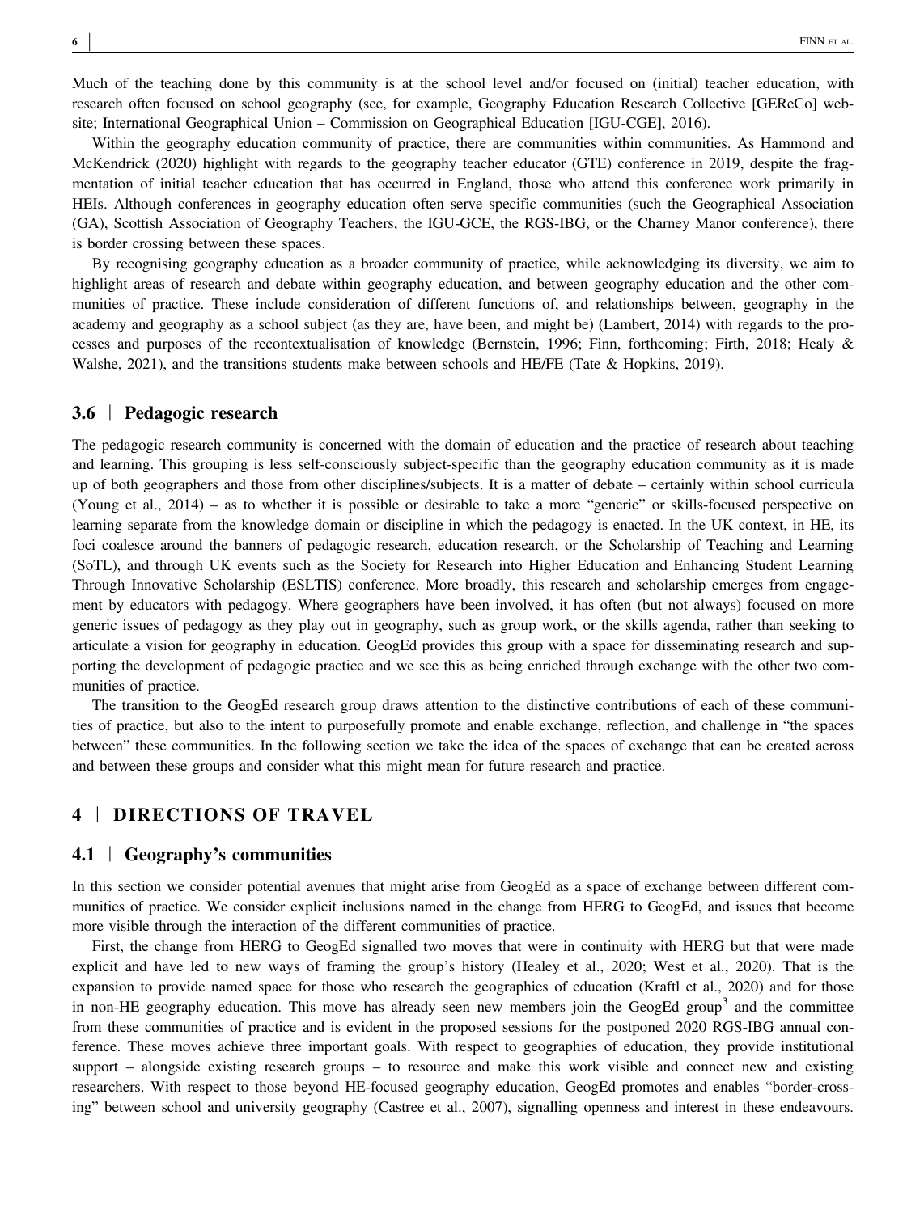Much of the teaching done by this community is at the school level and/or focused on (initial) teacher education, with research often focused on school geography (see, for example, Geography Education Research Collective [GEReCo] website; International Geographical Union – Commission on Geographical Education [IGU-CGE], 2016).

Within the geography education community of practice, there are communities within communities. As Hammond and McKendrick (2020) highlight with regards to the geography teacher educator (GTE) conference in 2019, despite the fragmentation of initial teacher education that has occurred in England, those who attend this conference work primarily in HEIs. Although conferences in geography education often serve specific communities (such the Geographical Association (GA), Scottish Association of Geography Teachers, the IGU-GCE, the RGS-IBG, or the Charney Manor conference), there is border crossing between these spaces.

By recognising geography education as a broader community of practice, while acknowledging its diversity, we aim to highlight areas of research and debate within geography education, and between geography education and the other communities of practice. These include consideration of different functions of, and relationships between, geography in the academy and geography as a school subject (as they are, have been, and might be) (Lambert, 2014) with regards to the processes and purposes of the recontextualisation of knowledge (Bernstein, 1996; Finn, forthcoming; Firth, 2018; Healy & Walshe, 2021), and the transitions students make between schools and HE/FE (Tate & Hopkins, 2019).

### 3.6 | Pedagogic research

The pedagogic research community is concerned with the domain of education and the practice of research about teaching and learning. This grouping is less self-consciously subject-specific than the geography education community as it is made up of both geographers and those from other disciplines/subjects. It is a matter of debate – certainly within school curricula (Young et al., 2014) – as to whether it is possible or desirable to take a more "generic" or skills-focused perspective on learning separate from the knowledge domain or discipline in which the pedagogy is enacted. In the UK context, in HE, its foci coalesce around the banners of pedagogic research, education research, or the Scholarship of Teaching and Learning (SoTL), and through UK events such as the Society for Research into Higher Education and Enhancing Student Learning Through Innovative Scholarship (ESLTIS) conference. More broadly, this research and scholarship emerges from engagement by educators with pedagogy. Where geographers have been involved, it has often (but not always) focused on more generic issues of pedagogy as they play out in geography, such as group work, or the skills agenda, rather than seeking to articulate a vision for geography in education. GeogEd provides this group with a space for disseminating research and supporting the development of pedagogic practice and we see this as being enriched through exchange with the other two communities of practice.

The transition to the GeogEd research group draws attention to the distinctive contributions of each of these communities of practice, but also to the intent to purposefully promote and enable exchange, reflection, and challenge in "the spaces between" these communities. In the following section we take the idea of the spaces of exchange that can be created across and between these groups and consider what this might mean for future research and practice.

## 4 | DIRECTIONS OF TRAVEL

### 4.1 | Geography's communities

In this section we consider potential avenues that might arise from GeogEd as a space of exchange between different communities of practice. We consider explicit inclusions named in the change from HERG to GeogEd, and issues that become more visible through the interaction of the different communities of practice.

First, the change from HERG to GeogEd signalled two moves that were in continuity with HERG but that were made explicit and have led to new ways of framing the group's history (Healey et al., 2020; West et al., 2020). That is the expansion to provide named space for those who research the geographies of education (Kraftl et al., 2020) and for those in non-HE geography education. This move has already seen new members join the GeogEd group[3] and the committee from these communities of practice and is evident in the proposed sessions for the postponed 2020 RGS-IBG annual conference. These moves achieve three important goals. With respect to geographies of education, they provide institutional support – alongside existing research groups – to resource and make this work visible and connect new and existing researchers. With respect to those beyond HE-focused geography education, GeogEd promotes and enables "border-crossing" between school and university geography (Castree et al., 2007), signalling openness and interest in these endeavours.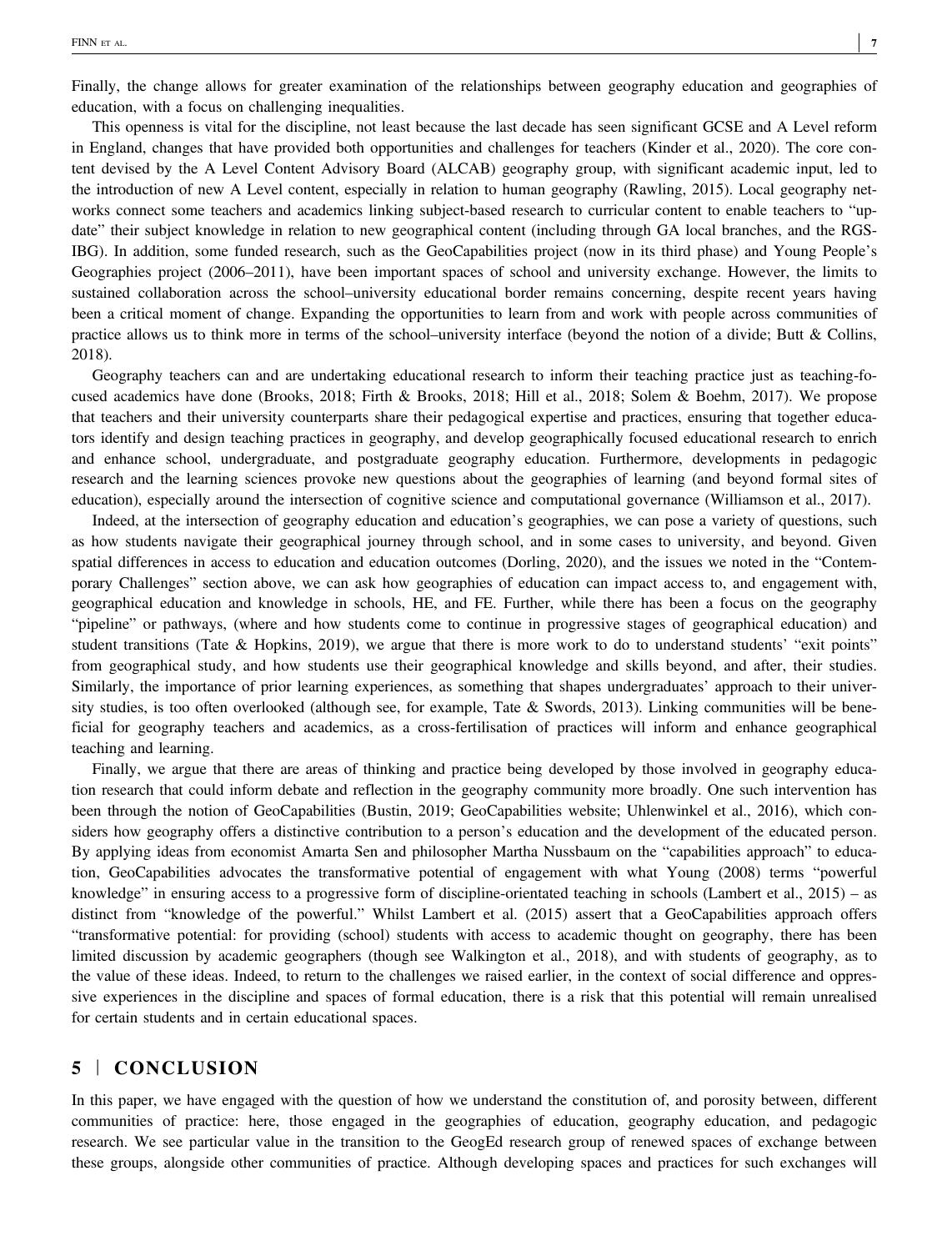Finally, the change allows for greater examination of the relationships between geography education and geographies of education, with a focus on challenging inequalities.

This openness is vital for the discipline, not least because the last decade has seen significant GCSE and A Level reform in England, changes that have provided both opportunities and challenges for teachers (Kinder et al., 2020). The core content devised by the A Level Content Advisory Board (ALCAB) geography group, with significant academic input, led to the introduction of new A Level content, especially in relation to human geography (Rawling, 2015). Local geography networks connect some teachers and academics linking subject-based research to curricular content to enable teachers to "update" their subject knowledge in relation to new geographical content (including through GA local branches, and the RGS-IBG). In addition, some funded research, such as the GeoCapabilities project (now in its third phase) and Young People's Geographies project (2006–2011), have been important spaces of school and university exchange. However, the limits to sustained collaboration across the school–university educational border remains concerning, despite recent years having been a critical moment of change. Expanding the opportunities to learn from and work with people across communities of practice allows us to think more in terms of the school–university interface (beyond the notion of a divide; Butt & Collins, 2018).

Geography teachers can and are undertaking educational research to inform their teaching practice just as teaching-focused academics have done (Brooks, 2018; Firth & Brooks, 2018; Hill et al., 2018; Solem & Boehm, 2017). We propose that teachers and their university counterparts share their pedagogical expertise and practices, ensuring that together educators identify and design teaching practices in geography, and develop geographically focused educational research to enrich and enhance school, undergraduate, and postgraduate geography education. Furthermore, developments in pedagogic research and the learning sciences provoke new questions about the geographies of learning (and beyond formal sites of education), especially around the intersection of cognitive science and computational governance (Williamson et al., 2017).

Indeed, at the intersection of geography education and education's geographies, we can pose a variety of questions, such as how students navigate their geographical journey through school, and in some cases to university, and beyond. Given spatial differences in access to education and education outcomes (Dorling, 2020), and the issues we noted in the "Contemporary Challenges" section above, we can ask how geographies of education can impact access to, and engagement with, geographical education and knowledge in schools, HE, and FE. Further, while there has been a focus on the geography "pipeline" or pathways, (where and how students come to continue in progressive stages of geographical education) and student transitions (Tate & Hopkins, 2019), we argue that there is more work to do to understand students' "exit points" from geographical study, and how students use their geographical knowledge and skills beyond, and after, their studies. Similarly, the importance of prior learning experiences, as something that shapes undergraduates' approach to their university studies, is too often overlooked (although see, for example, Tate & Swords, 2013). Linking communities will be beneficial for geography teachers and academics, as a cross-fertilisation of practices will inform and enhance geographical teaching and learning.

Finally, we argue that there are areas of thinking and practice being developed by those involved in geography education research that could inform debate and reflection in the geography community more broadly. One such intervention has been through the notion of GeoCapabilities (Bustin, 2019; GeoCapabilities website; Uhlenwinkel et al., 2016), which considers how geography offers a distinctive contribution to a person's education and the development of the educated person. By applying ideas from economist Amarta Sen and philosopher Martha Nussbaum on the "capabilities approach" to education, GeoCapabilities advocates the transformative potential of engagement with what Young (2008) terms "powerful knowledge" in ensuring access to a progressive form of discipline-orientated teaching in schools (Lambert et al., 2015) – as distinct from "knowledge of the powerful." Whilst Lambert et al. (2015) assert that a GeoCapabilities approach offers "transformative potential: for providing (school) students with access to academic thought on geography, there has been limited discussion by academic geographers (though see Walkington et al., 2018), and with students of geography, as to the value of these ideas. Indeed, to return to the challenges we raised earlier, in the context of social difference and oppressive experiences in the discipline and spaces of formal education, there is a risk that this potential will remain unrealised for certain students and in certain educational spaces.

## 5 | CONCLUSION

In this paper, we have engaged with the question of how we understand the constitution of, and porosity between, different communities of practice: here, those engaged in the geographies of education, geography education, and pedagogic research. We see particular value in the transition to the GeogEd research group of renewed spaces of exchange between these groups, alongside other communities of practice. Although developing spaces and practices for such exchanges will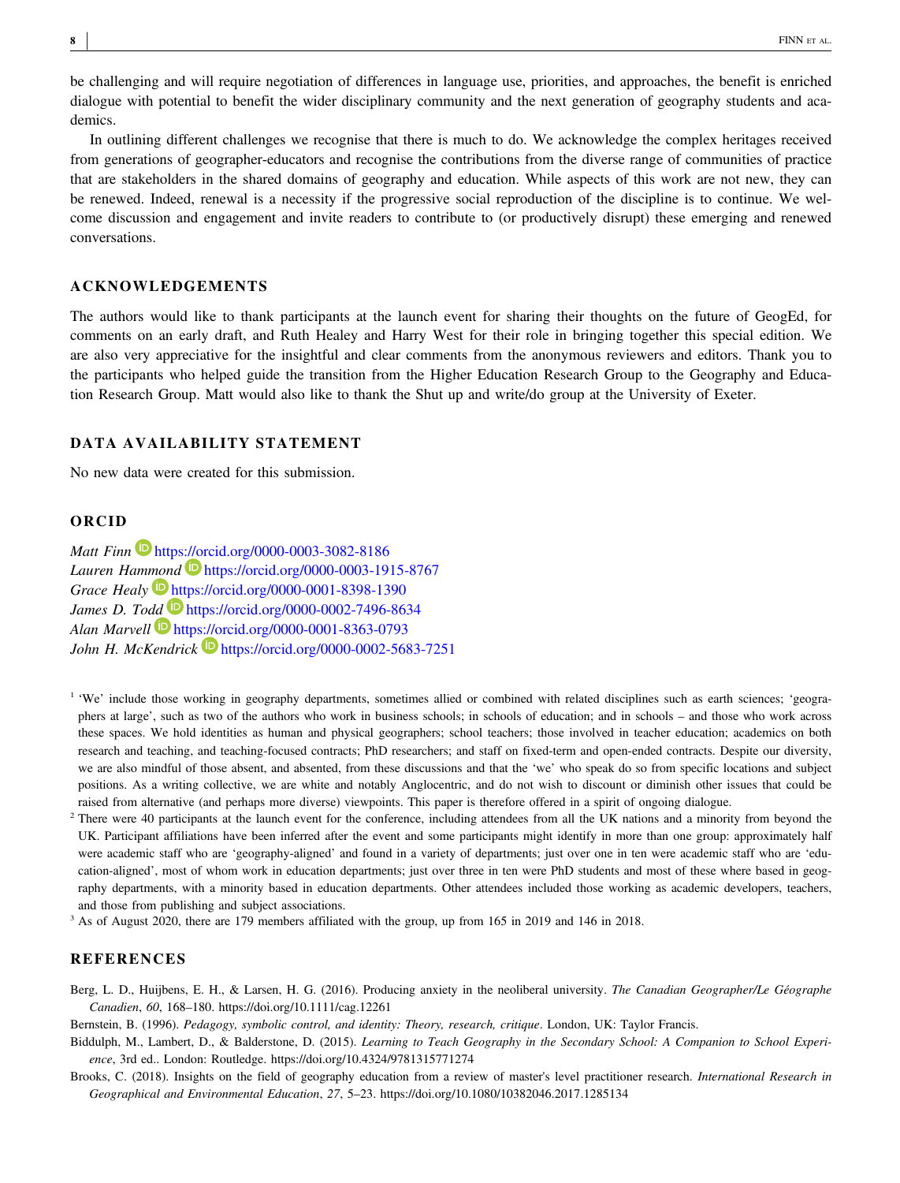be challenging and will require negotiation of differences in language use, priorities, and approaches, the benefit is enriched dialogue with potential to benefit the wider disciplinary community and the next generation of geography students and academics.

In outlining different challenges we recognise that there is much to do. We acknowledge the complex heritages received from generations of geographer-educators and recognise the contributions from the diverse range of communities of practice that are stakeholders in the shared domains of geography and education. While aspects of this work are not new, they can be renewed. Indeed, renewal is a necessity if the progressive social reproduction of the discipline is to continue. We welcome discussion and engagement and invite readers to contribute to (or productively disrupt) these emerging and renewed conversations.

## ACKNOWLEDGEMENTS

The authors would like to thank participants at the launch event for sharing their thoughts on the future of GeogEd, for comments on an early draft, and Ruth Healey and Harry West for their role in bringing together this special edition. We are also very appreciative for the insightful and clear comments from the anonymous reviewers and editors. Thank you to the participants who helped guide the transition from the Higher Education Research Group to the Geography and Education Research Group. Matt would also like to thank the Shut up and write/do group at the University of Exeter.

## DATA AVAILABILITY STATEMENT

No new data were created for this submission.

## ORCID

*Matt Finn* https://orcid.org/0000-0003-3082-8186
*Lauren Hammond* https://orcid.org/0000-0003-1915-8767
*Grace Healy* https://orcid.org/0000-0001-8398-1390
*James D. Todd* https://orcid.org/0000-0002-7496-8634
*Alan Marvell* https://orcid.org/0000-0001-8363-0793
*John H. McKendrick* https://orcid.org/0000-0002-5683-7251

[1] 'We' include those working in geography departments, sometimes allied or combined with related disciplines such as earth sciences; 'geographers at large', such as two of the authors who work in business schools; in schools of education; and in schools – and those who work across these spaces. We hold identities as human and physical geographers; school teachers; those involved in teacher education; academics on both research and teaching, and teaching-focused contracts; PhD researchers; and staff on fixed-term and open-ended contracts. Despite our diversity, we are also mindful of those absent, and absented, from these discussions and that the 'we' who speak do so from specific locations and subject positions. As a writing collective, we are white and notably Anglocentric, and do not wish to discount or diminish other issues that could be raised from alternative (and perhaps more diverse) viewpoints. This paper is therefore offered in a spirit of ongoing dialogue.

[2] There were 40 participants at the launch event for the conference, including attendees from all the UK nations and a minority from beyond the UK. Participant affiliations have been inferred after the event and some participants might identify in more than one group: approximately half were academic staff who are 'geography-aligned' and found in a variety of departments; just over one in ten were academic staff who are 'education-aligned', most of whom work in education departments; just over three in ten were PhD students and most of these where based in geography departments, with a minority based in education departments. Other attendees included those working as academic developers, teachers, and those from publishing and subject associations.

[3] As of August 2020, there are 179 members affiliated with the group, up from 165 in 2019 and 146 in 2018.

## REFERENCES

Berg, L. D., Huijbens, E. H., & Larsen, H. G. (2016). Producing anxiety in the neoliberal university. *The Canadian Geographer/Le Géographe Canadien*, *60*, 168–180. https://doi.org/10.1111/cag.12261

Bernstein, B. (1996). *Pedagogy, symbolic control, and identity: Theory, research, critique*. London, UK: Taylor Francis.

Biddulph, M., Lambert, D., & Balderstone, D. (2015). *Learning to Teach Geography in the Secondary School: A Companion to School Experience*, 3rd ed.. London: Routledge. https://doi.org/10.4324/9781315771274

Brooks, C. (2018). Insights on the field of geography education from a review of master's level practitioner research. *International Research in Geographical and Environmental Education*, *27*, 5–23. https://doi.org/10.1080/10382046.2017.1285134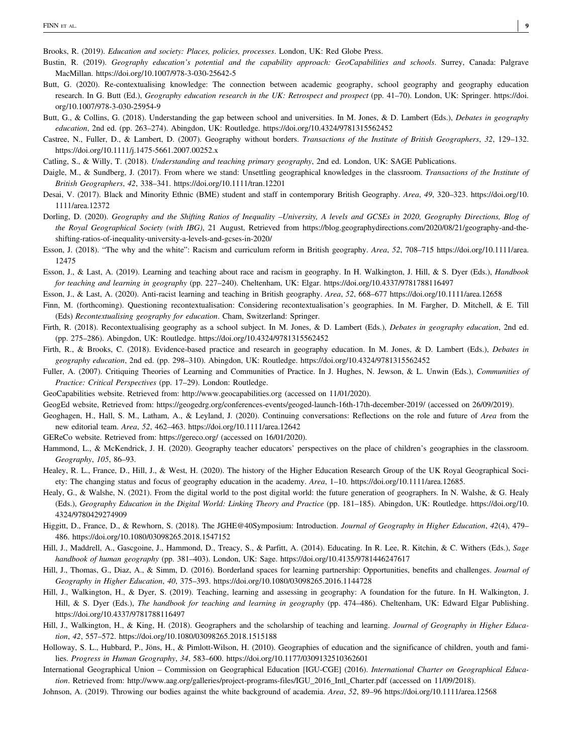Brooks, R. (2019). *Education and society: Places, policies, processes*. London, UK: Red Globe Press.

Bustin, R. (2019). *Geography education's potential and the capability approach: GeoCapabilities and schools*. Surrey, Canada: Palgrave MacMillan. https://doi.org/10.1007/978-3-030-25642-5

Butt, G. (2020). Re-contextualising knowledge: The connection between academic geography, school geography and geography education research. In G. Butt (Ed.), *Geography education research in the UK: Retrospect and prospect* (pp. 41–70). London, UK: Springer. https://doi.org/10.1007/978-3-030-25954-9

Butt, G., & Collins, G. (2018). Understanding the gap between school and universities. In M. Jones, & D. Lambert (Eds.), *Debates in geography education*, 2nd ed. (pp. 263–274). Abingdon, UK: Routledge. https://doi.org/10.4324/9781315562452

Castree, N., Fuller, D., & Lambert, D. (2007). Geography without borders. *Transactions of the Institute of British Geographers*, *32*, 129–132. https://doi.org/10.1111/j.1475-5661.2007.00252.x

Catling, S., & Willy, T. (2018). *Understanding and teaching primary geography*, 2nd ed. London, UK: SAGE Publications.

Daigle, M., & Sundberg, J. (2017). From where we stand: Unsettling geographical knowledges in the classroom. *Transactions of the Institute of British Geographers*, *42*, 338–341. https://doi.org/10.1111/tran.12201

Desai, V. (2017). Black and Minority Ethnic (BME) student and staff in contemporary British Geography. *Area*, *49*, 320–323. https://doi.org/10.1111/area.12372

Dorling, D. (2020). *Geography and the Shifting Ratios of Inequality –University, A levels and GCSEs in 2020, Geography Directions, Blog of the Royal Geographical Society (with IBG)*, 21 August, Retrieved from https://blog.geographydirections.com/2020/08/21/geography-and-the-shifting-ratios-of-inequality-university-a-levels-and-gcses-in-2020/

Esson, J. (2018). "The why and the white": Racism and curriculum reform in British geography. *Area*, *52*, 708–715 https://doi.org/10.1111/area.12475

Esson, J., & Last, A. (2019). Learning and teaching about race and racism in geography. In H. Walkington, J. Hill, & S. Dyer (Eds.), *Handbook for teaching and learning in geography* (pp. 227–240). Cheltenham, UK: Elgar. https://doi.org/10.4337/9781788116497

Esson, J., & Last, A. (2020). Anti-racist learning and teaching in British geography. *Area*, *52*, 668–677 https://doi.org/10.1111/area.12658

Finn, M. (forthcoming). Questioning recontextualisation: Considering recontextualisation's geographies. In M. Fargher, D. Mitchell, & E. Till (Eds) *Recontextualising geography for education*. Cham, Switzerland: Springer.

Firth, R. (2018). Recontextualising geography as a school subject. In M. Jones, & D. Lambert (Eds.), *Debates in geography education*, 2nd ed. (pp. 275–286). Abingdon, UK: Routledge. https://doi.org/10.4324/9781315562452

Firth, R., & Brooks, C. (2018). Evidence-based practice and research in geography education. In M. Jones, & D. Lambert (Eds.), *Debates in geography education*, 2nd ed. (pp. 298–310). Abingdon, UK: Routledge. https://doi.org/10.4324/9781315562452

Fuller, A. (2007). Critiquing Theories of Learning and Communities of Practice. In J. Hughes, N. Jewson, & L. Unwin (Eds.), *Communities of Practice: Critical Perspectives* (pp. 17–29). London: Routledge.

GeoCapabilities website. Retrieved from: http://www.geocapabilities.org (accessed on 11/01/2020).

GeogEd website, Retrieved from: https://geogedrg.org/conferences-events/geoged-launch-16th-17th-december-2019/ (accessed on 26/09/2019).

Geoghagen, H., Hall, S. M., Latham, A., & Leyland, J. (2020). Continuing conversations: Reflections on the role and future of *Area* from the new editorial team. *Area*, *52*, 462–463. https://doi.org/10.1111/area.12642

GEReCo website. Retrieved from: https://gereco.org/ (accessed on 16/01/2020).

Hammond, L., & McKendrick, J. H. (2020). Geography teacher educators' perspectives on the place of children's geographies in the classroom. *Geography*, *105*, 86–93.

Healey, R. L., France, D., Hill, J., & West, H. (2020). The history of the Higher Education Research Group of the UK Royal Geographical Society: The changing status and focus of geography education in the academy. *Area*, 1–10. https://doi.org/10.1111/area.12685.

Healy, G., & Walshe, N. (2021). From the digital world to the post digital world: the future generation of geographers. In N. Walshe, & G. Healy (Eds.), *Geography Education in the Digital World: Linking Theory and Practice* (pp. 181–185). Abingdon, UK: Routledge. https://doi.org/10.4324/9780429274909

Higgitt, D., France, D., & Rewhorn, S. (2018). The JGHE@40Symposium: Introduction. *Journal of Geography in Higher Education*, *42*(4), 479–486. https://doi.org/10.1080/03098265.2018.1547152

Hill, J., Maddrell, A., Gascgoine, J., Hammond, D., Treacy, S., & Parfitt, A. (2014). Educating. In R. Lee, R. Kitchin, & C. Withers (Eds.), *Sage handbook of human geography* (pp. 381–403). London, UK: Sage. https://doi.org/10.4135/9781446247617

Hill, J., Thomas, G., Diaz, A., & Simm, D. (2016). Borderland spaces for learning partnership: Opportunities, benefits and challenges. *Journal of Geography in Higher Education*, *40*, 375–393. https://doi.org/10.1080/03098265.2016.1144728

Hill, J., Walkington, H., & Dyer, S. (2019). Teaching, learning and assessing in geography: A foundation for the future. In H. Walkington, J. Hill, & S. Dyer (Eds.), *The handbook for teaching and learning in geography* (pp. 474–486). Cheltenham, UK: Edward Elgar Publishing. https://doi.org/10.4337/9781788116497

Hill, J., Walkington, H., & King, H. (2018). Geographers and the scholarship of teaching and learning. *Journal of Geography in Higher Education*, *42*, 557–572. https://doi.org/10.1080/03098265.2018.1515188

Holloway, S. L., Hubbard, P., Jöns, H., & Pimlott-Wilson, H. (2010). Geographies of education and the significance of children, youth and families. *Progress in Human Geography*, *34*, 583–600. https://doi.org/10.1177/0309132510362601

International Geographical Union – Commission on Geographical Education [IGU-CGE] (2016). *International Charter on Geographical Education*. Retrieved from: http://www.aag.org/galleries/project-programs-files/IGU_2016_Intl_Charter.pdf (accessed on 11/09/2018).

Johnson, A. (2019). Throwing our bodies against the white background of academia. *Area*, *52*, 89–96 https://doi.org/10.1111/area.12568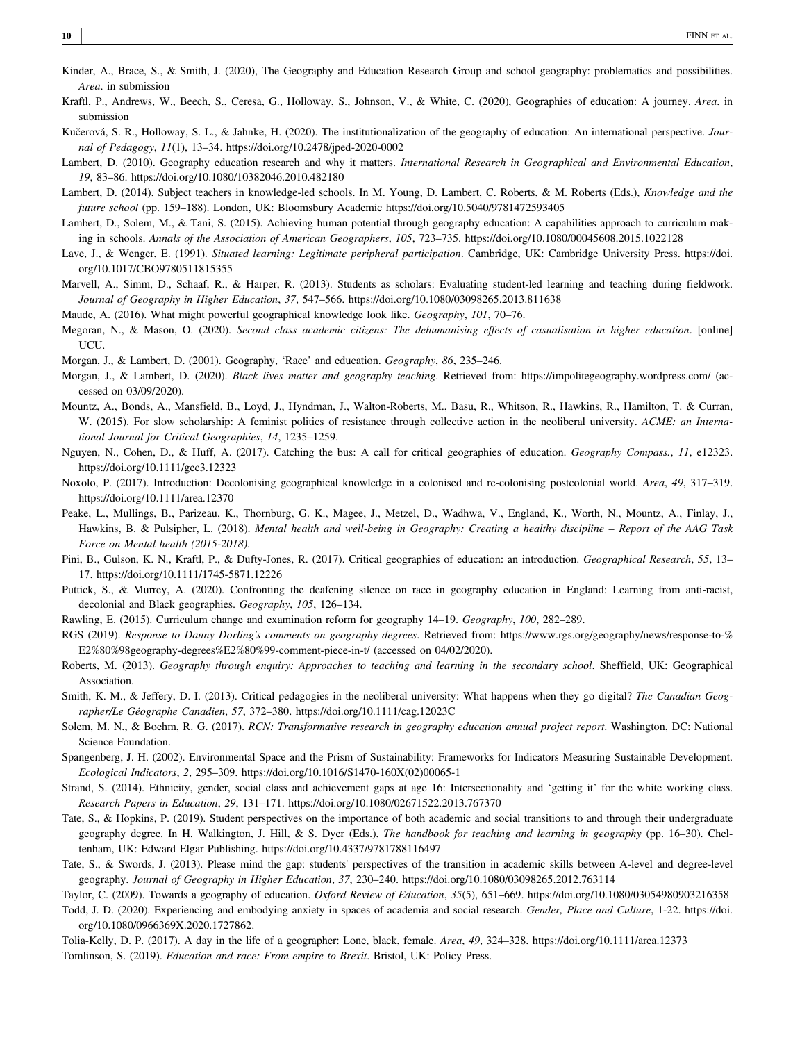Kinder, A., Brace, S., & Smith, J. (2020), The Geography and Education Research Group and school geography: problematics and possibilities. *Area*. in submission

Kraftl, P., Andrews, W., Beech, S., Ceresa, G., Holloway, S., Johnson, V., & White, C. (2020), Geographies of education: A journey. *Area*. in submission

Kučerová, S. R., Holloway, S. L., & Jahnke, H. (2020). The institutionalization of the geography of education: An international perspective. *Journal of Pedagogy*, *11*(1), 13–34. https://doi.org/10.2478/jped-2020-0002

Lambert, D. (2010). Geography education research and why it matters. *International Research in Geographical and Environmental Education*, *19*, 83–86. https://doi.org/10.1080/10382046.2010.482180

Lambert, D. (2014). Subject teachers in knowledge-led schools. In M. Young, D. Lambert, C. Roberts, & M. Roberts (Eds.), *Knowledge and the future school* (pp. 159–188). London, UK: Bloomsbury Academic https://doi.org/10.5040/9781472593405

Lambert, D., Solem, M., & Tani, S. (2015). Achieving human potential through geography education: A capabilities approach to curriculum making in schools. *Annals of the Association of American Geographers*, *105*, 723–735. https://doi.org/10.1080/00045608.2015.1022128

Lave, J., & Wenger, E. (1991). *Situated learning: Legitimate peripheral participation*. Cambridge, UK: Cambridge University Press. https://doi.org/10.1017/CBO9780511815355

Marvell, A., Simm, D., Schaaf, R., & Harper, R. (2013). Students as scholars: Evaluating student-led learning and teaching during fieldwork. *Journal of Geography in Higher Education*, *37*, 547–566. https://doi.org/10.1080/03098265.2013.811638

Maude, A. (2016). What might powerful geographical knowledge look like. *Geography*, *101*, 70–76.

Megoran, N., & Mason, O. (2020). *Second class academic citizens: The dehumanising effects of casualisation in higher education*. [online] UCU.

Morgan, J., & Lambert, D. (2001). Geography, 'Race' and education. *Geography*, *86*, 235–246.

Morgan, J., & Lambert, D. (2020). *Black lives matter and geography teaching*. Retrieved from: https://impolitegeography.wordpress.com/ (accessed on 03/09/2020).

Mountz, A., Bonds, A., Mansfield, B., Loyd, J., Hyndman, J., Walton-Roberts, M., Basu, R., Whitson, R., Hawkins, R., Hamilton, T. & Curran, W. (2015). For slow scholarship: A feminist politics of resistance through collective action in the neoliberal university. *ACME: an International Journal for Critical Geographies*, *14*, 1235–1259.

Nguyen, N., Cohen, D., & Huff, A. (2017). Catching the bus: A call for critical geographies of education. *Geography Compass.*, *11*, e12323. https://doi.org/10.1111/gec3.12323

Noxolo, P. (2017). Introduction: Decolonising geographical knowledge in a colonised and re-colonising postcolonial world. *Area*, *49*, 317–319. https://doi.org/10.1111/area.12370

Peake, L., Mullings, B., Parizeau, K., Thornburg, G. K., Magee, J., Metzel, D., Wadhwa, V., England, K., Worth, N., Mountz, A., Finlay, J., Hawkins, B. & Pulsipher, L. (2018). *Mental health and well-being in Geography: Creating a healthy discipline – Report of the AAG Task Force on Mental health (2015-2018)*.

Pini, B., Gulson, K. N., Kraftl, P., & Dufty-Jones, R. (2017). Critical geographies of education: an introduction. *Geographical Research*, *55*, 13–17. https://doi.org/10.1111/1745-5871.12226

Puttick, S., & Murrey, A. (2020). Confronting the deafening silence on race in geography education in England: Learning from anti-racist, decolonial and Black geographies. *Geography*, *105*, 126–134.

Rawling, E. (2015). Curriculum change and examination reform for geography 14–19. *Geography*, *100*, 282–289.

RGS (2019). *Response to Danny Dorling's comments on geography degrees*. Retrieved from: https://www.rgs.org/geography/news/response-to-%E2%80%98geography-degrees%E2%80%99-comment-piece-in-t/ (accessed on 04/02/2020).

Roberts, M. (2013). *Geography through enquiry: Approaches to teaching and learning in the secondary school*. Sheffield, UK: Geographical Association.

Smith, K. M., & Jeffery, D. I. (2013). Critical pedagogies in the neoliberal university: What happens when they go digital? *The Canadian Geographer/Le Géographe Canadien*, *57*, 372–380. https://doi.org/10.1111/cag.12023C

Solem, M. N., & Boehm, R. G. (2017). *RCN: Transformative research in geography education annual project report*. Washington, DC: National Science Foundation.

Spangenberg, J. H. (2002). Environmental Space and the Prism of Sustainability: Frameworks for Indicators Measuring Sustainable Development. *Ecological Indicators*, *2*, 295–309. https://doi.org/10.1016/S1470-160X(02)00065-1

Strand, S. (2014). Ethnicity, gender, social class and achievement gaps at age 16: Intersectionality and 'getting it' for the white working class. *Research Papers in Education*, *29*, 131–171. https://doi.org/10.1080/02671522.2013.767370

Tate, S., & Hopkins, P. (2019). Student perspectives on the importance of both academic and social transitions to and through their undergraduate geography degree. In H. Walkington, J. Hill, & S. Dyer (Eds.), *The handbook for teaching and learning in geography* (pp. 16–30). Cheltenham, UK: Edward Elgar Publishing. https://doi.org/10.4337/9781788116497

Tate, S., & Swords, J. (2013). Please mind the gap: students' perspectives of the transition in academic skills between A-level and degree-level geography. *Journal of Geography in Higher Education*, *37*, 230–240. https://doi.org/10.1080/03098265.2012.763114

Taylor, C. (2009). Towards a geography of education. *Oxford Review of Education*, *35*(5), 651–669. https://doi.org/10.1080/03054980903216358

Todd, J. D. (2020). Experiencing and embodying anxiety in spaces of academia and social research. *Gender, Place and Culture*, 1-22. https://doi.org/10.1080/0966369X.2020.1727862.

Tolia-Kelly, D. P. (2017). A day in the life of a geographer: Lone, black, female. *Area*, *49*, 324–328. https://doi.org/10.1111/area.12373

Tomlinson, S. (2019). *Education and race: From empire to Brexit*. Bristol, UK: Policy Press.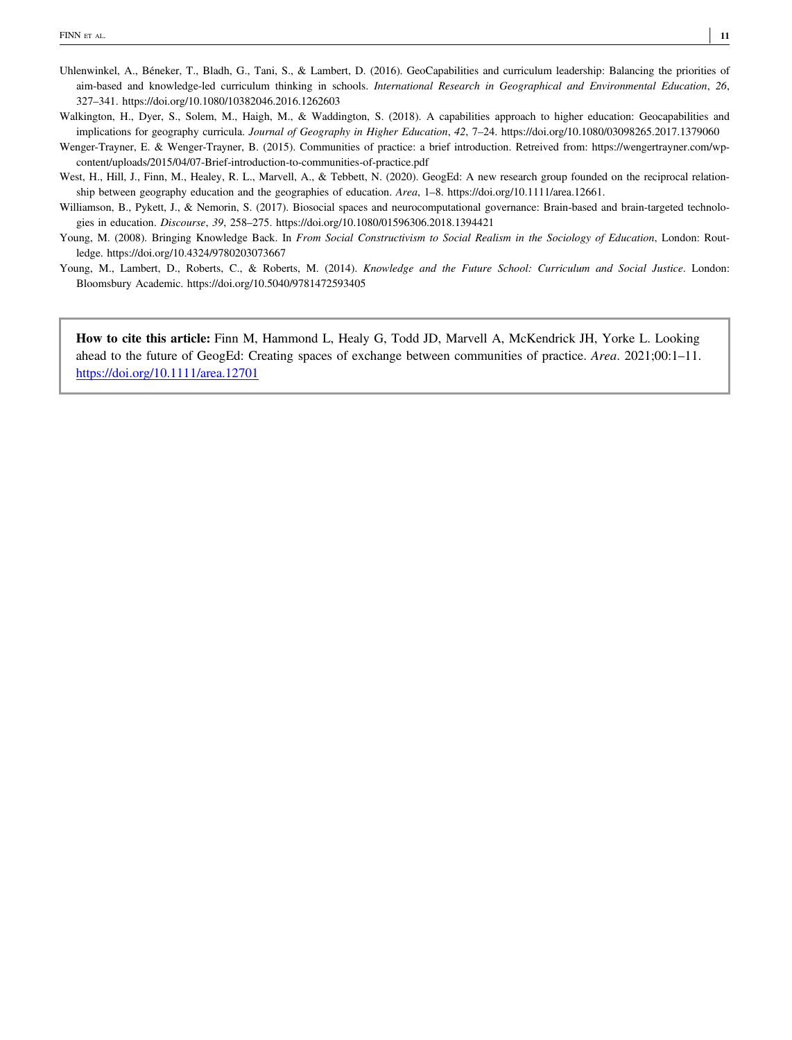Uhlenwinkel, A., Béneker, T., Bladh, G., Tani, S., & Lambert, D. (2016). GeoCapabilities and curriculum leadership: Balancing the priorities of aim-based and knowledge-led curriculum thinking in schools. *International Research in Geographical and Environmental Education*, *26*, 327–341. https://doi.org/10.1080/10382046.2016.1262603

Walkington, H., Dyer, S., Solem, M., Haigh, M., & Waddington, S. (2018). A capabilities approach to higher education: Geocapabilities and implications for geography curricula. *Journal of Geography in Higher Education*, *42*, 7–24. https://doi.org/10.1080/03098265.2017.1379060

Wenger-Trayner, E. & Wenger-Trayner, B. (2015). Communities of practice: a brief introduction. Retreived from: https://wengertrayner.com/wp-content/uploads/2015/04/07-Brief-introduction-to-communities-of-practice.pdf

West, H., Hill, J., Finn, M., Healey, R. L., Marvell, A., & Tebbett, N. (2020). GeogEd: A new research group founded on the reciprocal relationship between geography education and the geographies of education. *Area*, 1–8. https://doi.org/10.1111/area.12661.

Williamson, B., Pykett, J., & Nemorin, S. (2017). Biosocial spaces and neurocomputational governance: Brain-based and brain-targeted technologies in education. *Discourse*, *39*, 258–275. https://doi.org/10.1080/01596306.2018.1394421

Young, M. (2008). Bringing Knowledge Back. In *From Social Constructivism to Social Realism in the Sociology of Education*, London: Routledge. https://doi.org/10.4324/9780203073667

Young, M., Lambert, D., Roberts, C., & Roberts, M. (2014). *Knowledge and the Future School: Curriculum and Social Justice*. London: Bloomsbury Academic. https://doi.org/10.5040/9781472593405

**How to cite this article:** Finn M, Hammond L, Healy G, Todd JD, Marvell A, McKendrick JH, Yorke L. Looking ahead to the future of GeogEd: Creating spaces of exchange between communities of practice. *Area*. 2021;00:1–11. https://doi.org/10.1111/area.12701